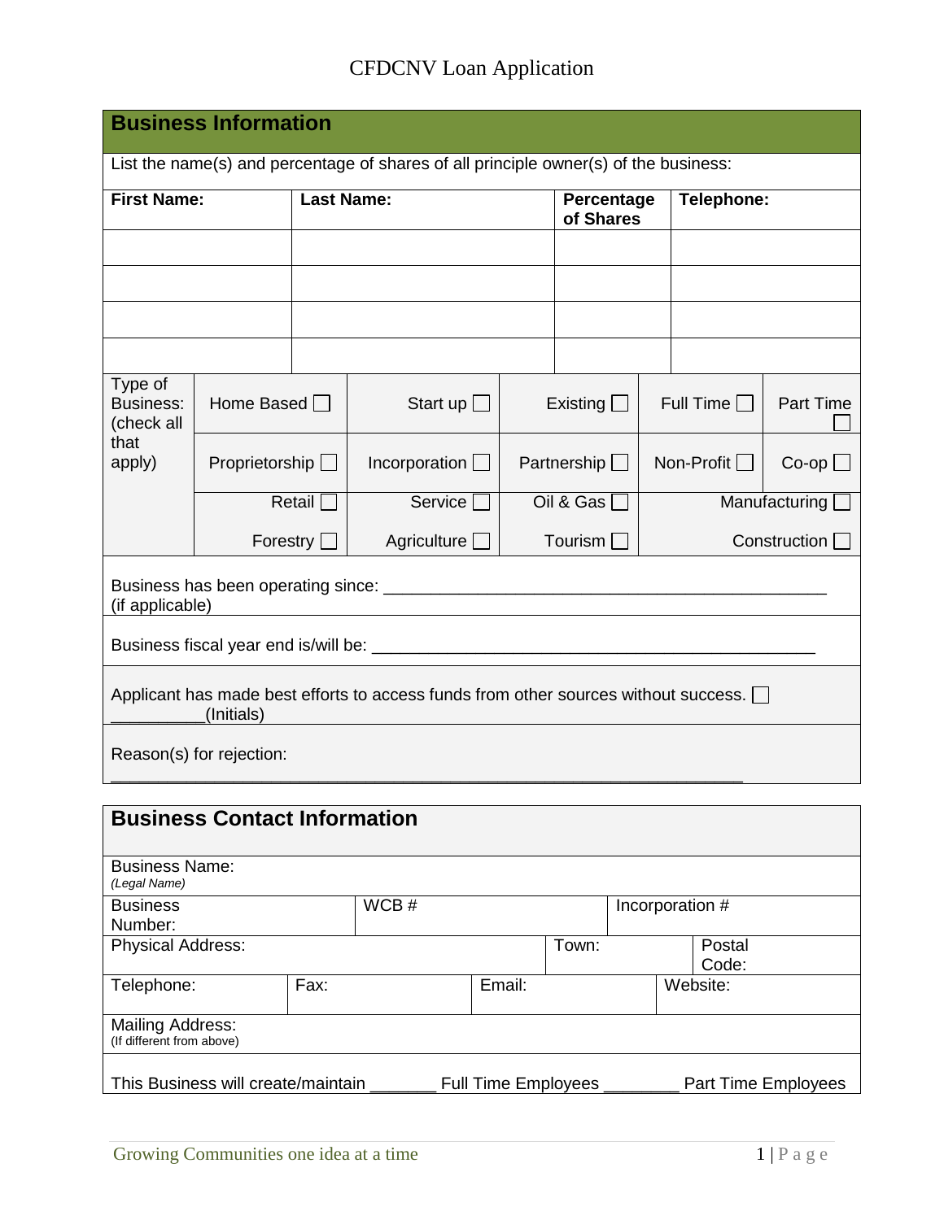# CFDCNV Loan Application

## Business Information

List the name(s) and percentage of shares of all principle owner(s) of the business:

| First Name: | Last Name: | Percentage of Shares | Telephone: |
|---|---|---|---|
| | | | |
| | | | |
| | | | |
| | | | |

| Type of Business: (check all that apply) | | | | | |
|---|---|---|---|---|---|
| | Home Based ☐ | Start up ☐ | Existing ☐ | Full Time ☐ | Part Time ☐ |
| | Proprietorship ☐ | Incorporation ☐ | Partnership ☐ | Non-Profit ☐ | Co-op ☐ |
| | Retail ☐ | Service ☐ | Oil & Gas ☐ | Manufacturing ☐ | |
| | Forestry ☐ | Agriculture ☐ | Tourism ☐ | Construction ☐ | |

Business has been operating since: ______________________________________________
(if applicable)

Business fiscal year end is/will be: ______________________________________________

Applicant has made best efforts to access funds from other sources without success. ☐
__________(Initials)

Reason(s) for rejection:
______________________________________________________________________

## Business Contact Information

| Business Name: *(Legal Name)* | | | | | |
|---|---|---|---|---|---|
| Business Number: | WCB # | | Incorporation # | | |
| Physical Address: | | | Town: | Postal Code: | |
| Telephone: | Fax: | Email: | | Website: | |
| Mailing Address: (If different from above) | | | | | |

This Business will create/maintain _______ Full Time Employees ________ Part Time Employees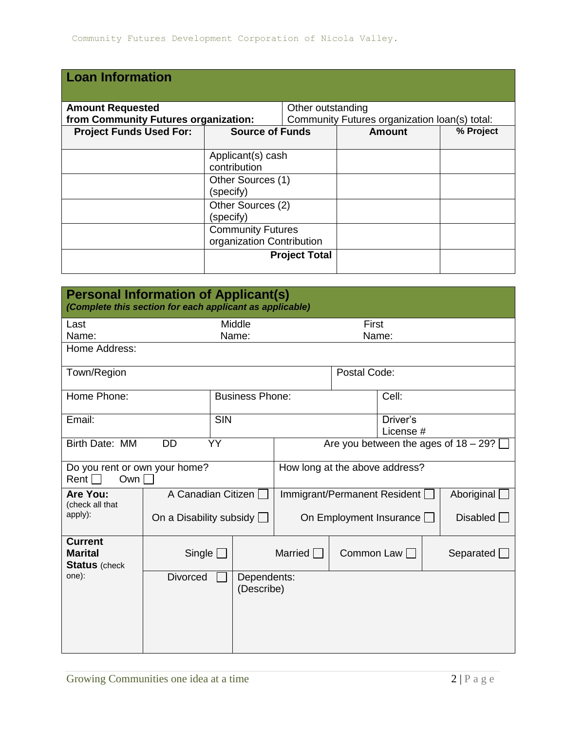## Loan Information

| **Amount Requested from Community Futures organization:** | | Other outstanding Community Futures organization loan(s) total: | |
|---|---|---|---|
| **Project Funds Used For:** | **Source of Funds** | **Amount** | **% Project** |
| | Applicant(s) cash contribution | | |
| | Other Sources (1) (specify) | | |
| | Other Sources (2) (specify) | | |
| | Community Futures organization Contribution | | |
| | **Project Total** | | |

## Personal Information of Applicant(s)

***(Complete this section for each applicant as applicable)***

| Last Name: | Middle Name: | First Name: |
|---|---|---|
| Home Address: | | |
| Town/Region | | Postal Code: |
| Home Phone: | Business Phone: | Cell: |
| Email: | SIN | Driver's License # |
| Birth Date: MM DD YY | Are you between the ages of 18 – 29? ☐ | |
| Do you rent or own your home? Rent ☐ Own ☐ | How long at the above address? | |

| **Are You:** (check all that apply): | A Canadian Citizen ☐ | Immigrant/Permanent Resident ☐ | Aboriginal ☐ |
|---|---|---|---|
| | On a Disability subsidy ☐ | On Employment Insurance ☐ | Disabled ☐ |

| **Current Marital Status** (check one): | Single ☐ | Married ☐ | Common Law ☐ | Separated ☐ |
|---|---|---|---|---|
| | Divorced ☐ | Dependents: (Describe) | | |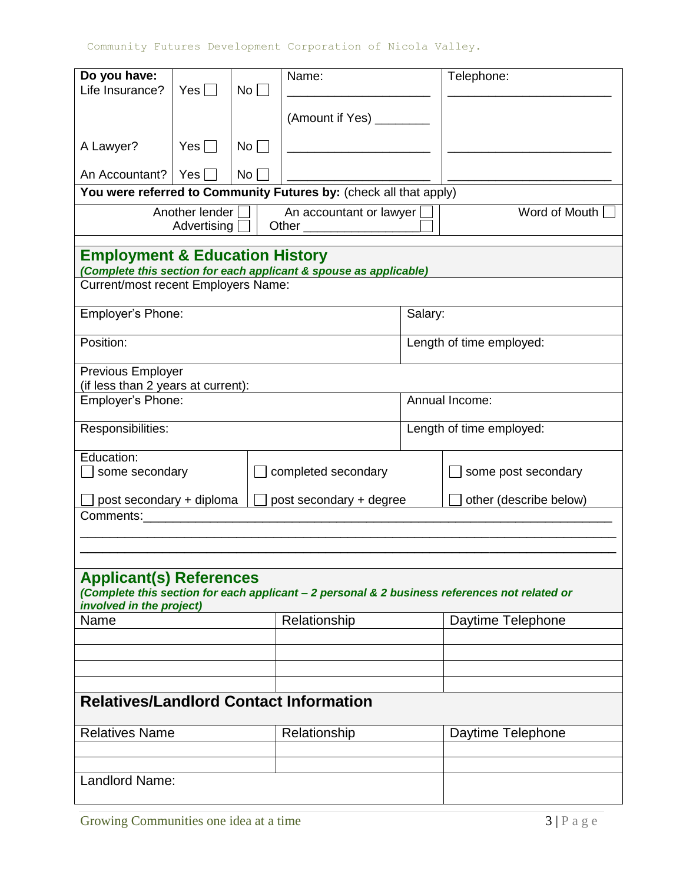| **Do you have:** | | | Name: | Telephone: |
|---|---|---|---|---|
| Life Insurance? | Yes ☐ | No ☐ | ____________________ | ______________________ |
| | | | (Amount if Yes) ________ | |
| A Lawyer? | Yes ☐ | No ☐ | ____________________ | ______________________ |
| An Accountant? | Yes ☐ | No ☐ | ____________________ | ______________________ |

**You were referred to Community Futures by:** (check all that apply)

| | | |
|---|---|---|
| Another lender ☐ Advertising ☐ | An accountant or lawyer ☐ Other ________________ ☐ | Word of Mouth ☐ |

## Employment & Education History

***(Complete this section for each applicant & spouse as applicable)***

| | |
|---|---|
| Current/most recent Employers Name: | |
| Employer's Phone: | Salary: |
| Position: | Length of time employed: |
| Previous Employer (if less than 2 years at current): | |
| Employer's Phone: | Annual Income: |
| Responsibilities: | Length of time employed: |

| Education: | | |
|---|---|---|
| ☐ some secondary | ☐ completed secondary | ☐ some post secondary |
| ☐ post secondary + diploma | ☐ post secondary + degree | ☐ other (describe below) |

Comments:______________________________________________________________________
______________________________________________________________________________
______________________________________________________________________________

## Applicant(s) References

***(Complete this section for each applicant – 2 personal & 2 business references not related or involved in the project)***

| Name | Relationship | Daytime Telephone |
|---|---|---|
| | | |
| | | |
| | | |
| | | |

## Relatives/Landlord Contact Information

| Relatives Name | Relationship | Daytime Telephone |
|---|---|---|
| | | |
| | | |
| Landlord Name: | | |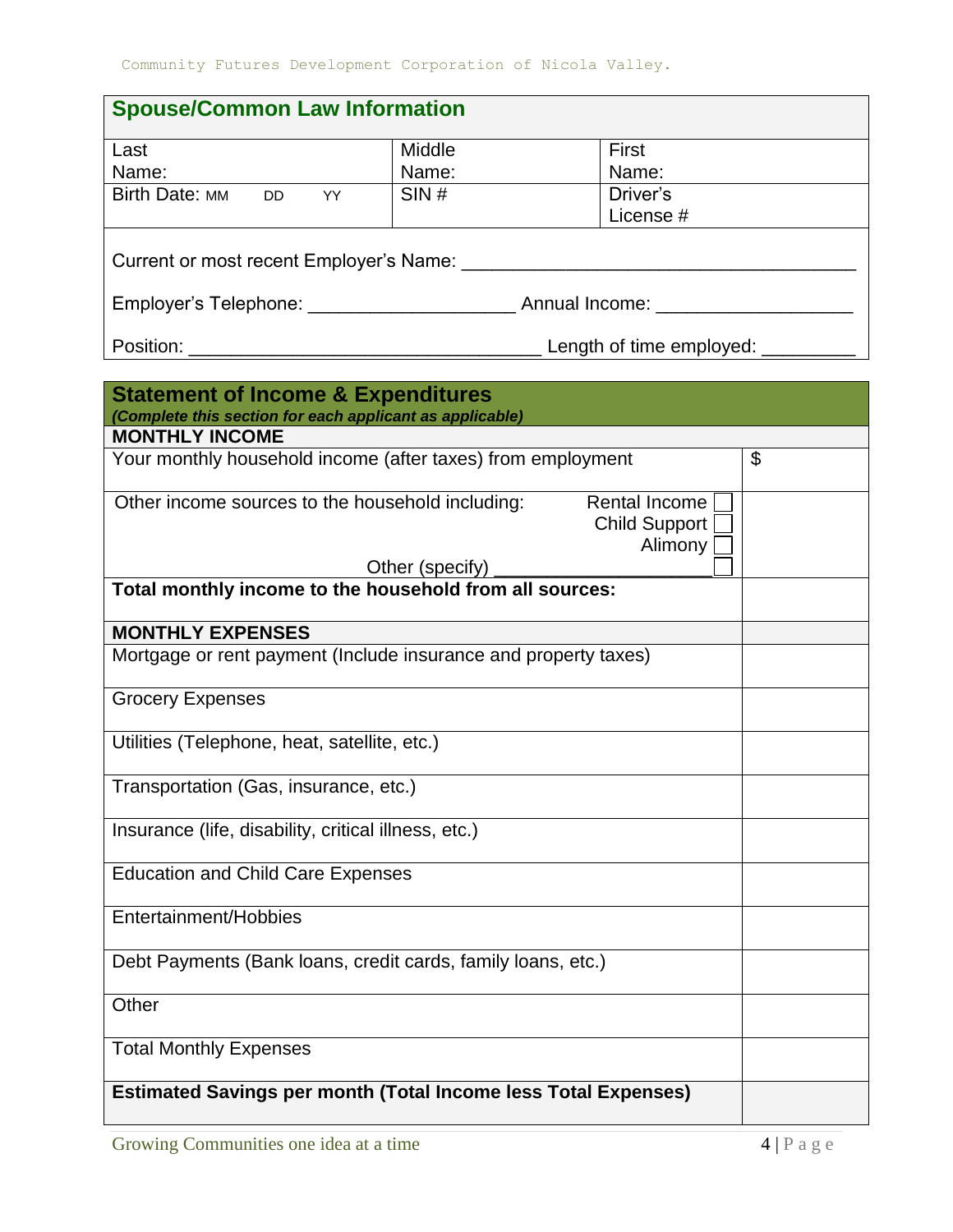## Spouse/Common Law Information

| Last Name: | Middle Name: | First Name: |
|---|---|---|
| Birth Date: MM DD YY | SIN # | Driver's License # |

Current or most recent Employer's Name: ______________________________________

Employer's Telephone: ___________________ Annual Income: __________________

Position: _________________________________ Length of time employed: _________

## Statement of Income & Expenditures

***(Complete this section for each applicant as applicable)***

| **MONTHLY INCOME** | |
|---|---|
| Your monthly household income (after taxes) from employment | $ |
| Other income sources to the household including: Rental Income ☐ Child Support ☐ Alimony ☐ Other (specify) ____________________ ☐ | |
| **Total monthly income to the household from all sources:** | |
| **MONTHLY EXPENSES** | |
| Mortgage or rent payment (Include insurance and property taxes) | |
| Grocery Expenses | |
| Utilities (Telephone, heat, satellite, etc.) | |
| Transportation (Gas, insurance, etc.) | |
| Insurance (life, disability, critical illness, etc.) | |
| Education and Child Care Expenses | |
| Entertainment/Hobbies | |
| Debt Payments (Bank loans, credit cards, family loans, etc.) | |
| Other | |
| Total Monthly Expenses | |
| **Estimated Savings per month (Total Income less Total Expenses)** | |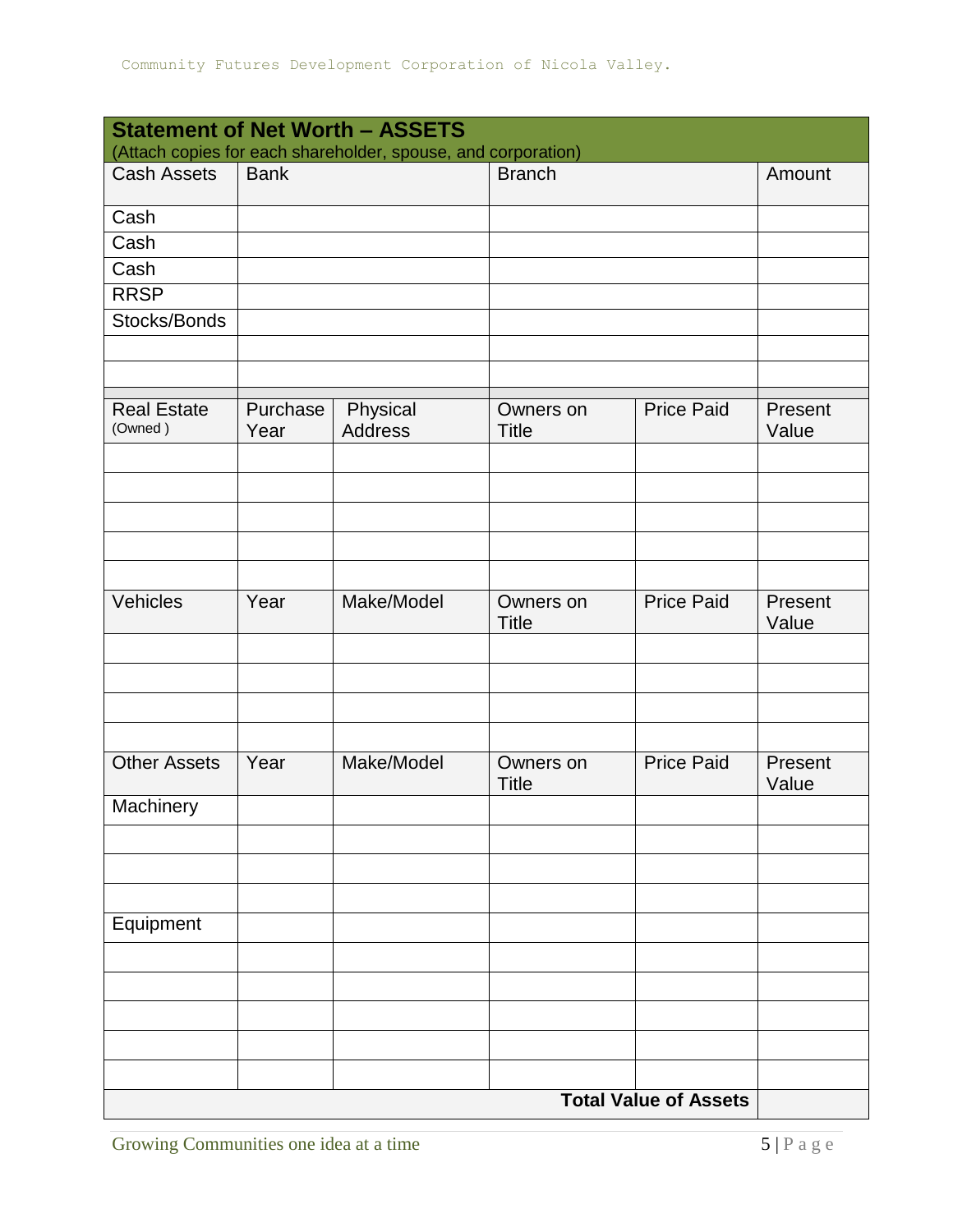## Statement of Net Worth – ASSETS

(Attach copies for each shareholder, spouse, and corporation)

| Cash Assets | Bank | | Branch | | Amount |
|---|---|---|---|---|---|
| Cash | | | | | |
| Cash | | | | | |
| Cash | | | | | |
| RRSP | | | | | |
| Stocks/Bonds | | | | | |
| | | | | | |
| | | | | | |
| | | | | | |
| Real Estate (Owned ) | Purchase Year | Physical Address | Owners on Title | Price Paid | Present Value |
| | | | | | |
| | | | | | |
| | | | | | |
| | | | | | |
| | | | | | |
| Vehicles | Year | Make/Model | Owners on Title | Price Paid | Present Value |
| | | | | | |
| | | | | | |
| | | | | | |
| | | | | | |
| Other Assets | Year | Make/Model | Owners on Title | Price Paid | Present Value |
| Machinery | | | | | |
| | | | | | |
| | | | | | |
| | | | | | |
| Equipment | | | | | |
| | | | | | |
| | | | | | |
| | | | | | |
| | | | | | |
| | | | | | |
| | | | | **Total Value of Assets** | |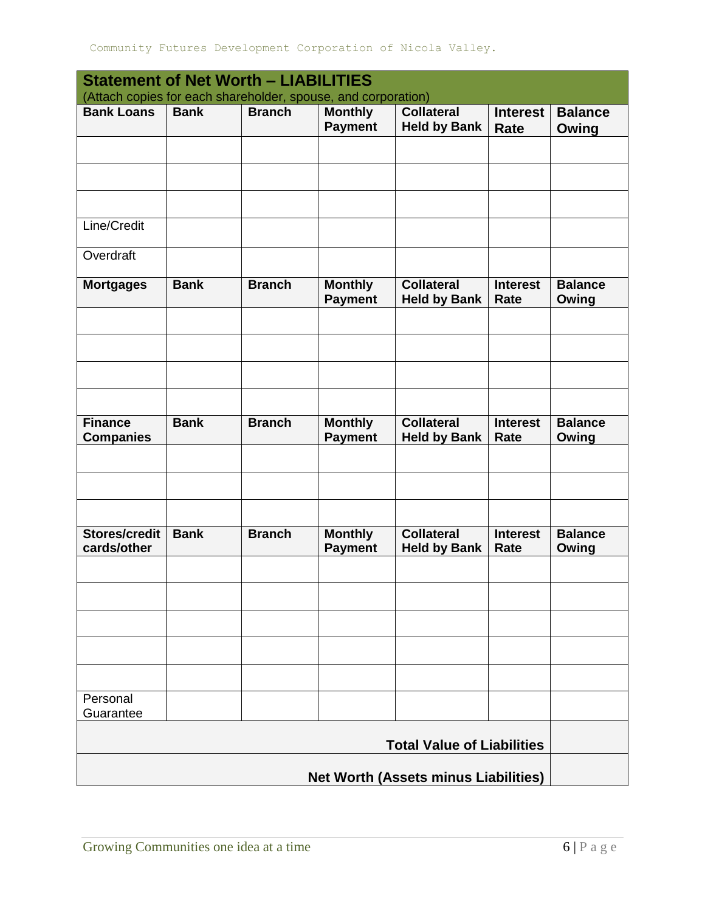## Statement of Net Worth – LIABILITIES

(Attach copies for each shareholder, spouse, and corporation)

| **Bank Loans** | **Bank** | **Branch** | **Monthly Payment** | **Collateral Held by Bank** | **Interest Rate** | **Balance Owing** |
|---|---|---|---|---|---|---|
| | | | | | | |
| | | | | | | |
| | | | | | | |
| Line/Credit | | | | | | |
| Overdraft | | | | | | |
| **Mortgages** | **Bank** | **Branch** | **Monthly Payment** | **Collateral Held by Bank** | **Interest Rate** | **Balance Owing** |
| | | | | | | |
| | | | | | | |
| | | | | | | |
| | | | | | | |
| **Finance Companies** | **Bank** | **Branch** | **Monthly Payment** | **Collateral Held by Bank** | **Interest Rate** | **Balance Owing** |
| | | | | | | |
| | | | | | | |
| | | | | | | |
| **Stores/credit cards/other** | **Bank** | **Branch** | **Monthly Payment** | **Collateral Held by Bank** | **Interest Rate** | **Balance Owing** |
| | | | | | | |
| | | | | | | |
| | | | | | | |
| | | | | | | |
| | | | | | | |
| Personal Guarantee | | | | | | |
| | | | | | **Total Value of Liabilities** | |
| | | | | | **Net Worth (Assets minus Liabilities)** | |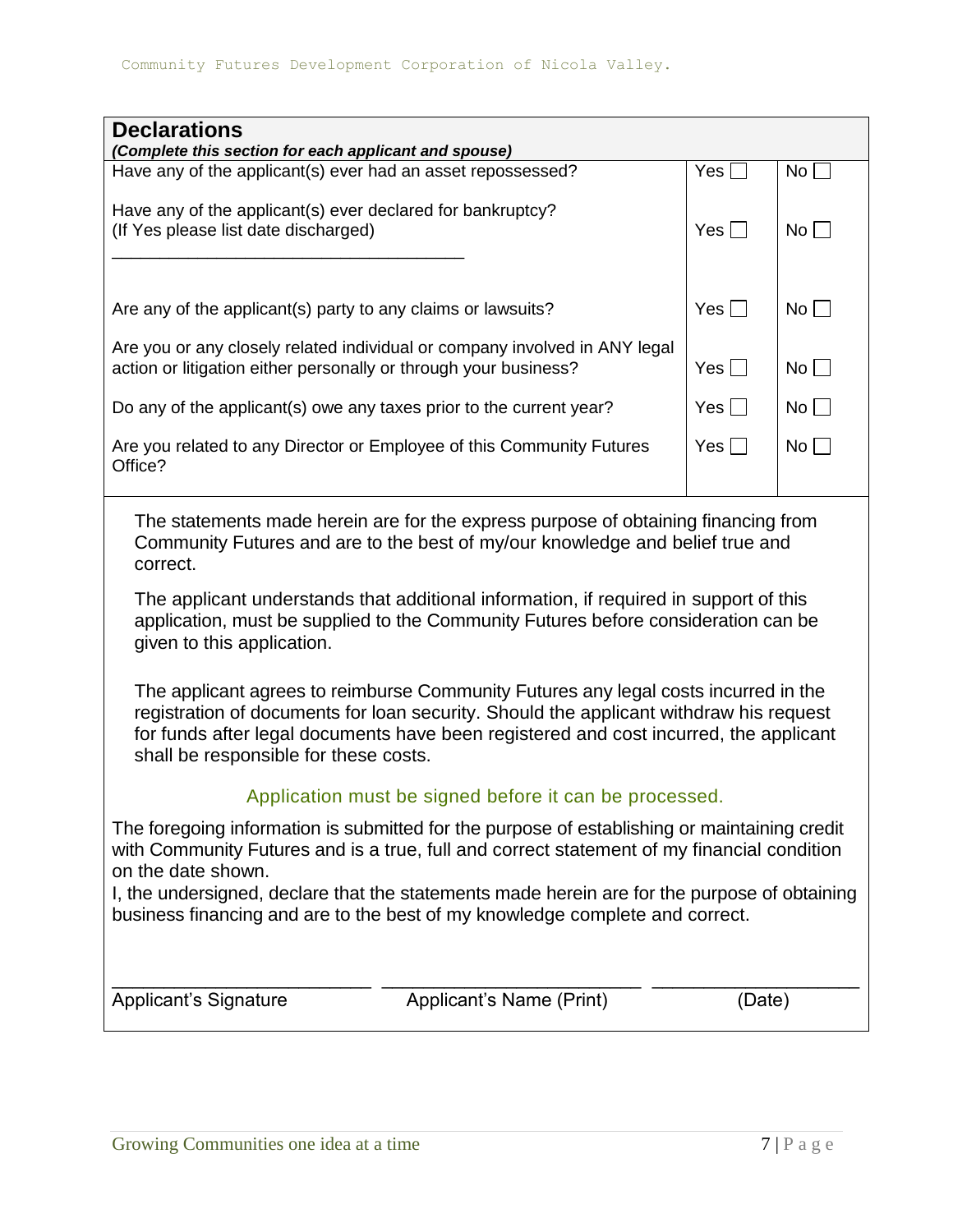## Declarations

***(Complete this section for each applicant and spouse)***

| Question | Yes | No |
|---|---|---|
| Have any of the applicant(s) ever had an asset repossessed? | Yes ☐ | No ☐ |
| Have any of the applicant(s) ever declared for bankruptcy? (If Yes please list date discharged) ____________________________________ | Yes ☐ | No ☐ |
| Are any of the applicant(s) party to any claims or lawsuits? | Yes ☐ | No ☐ |
| Are you or any closely related individual or company involved in ANY legal action or litigation either personally or through your business? | Yes ☐ | No ☐ |
| Do any of the applicant(s) owe any taxes prior to the current year? | Yes ☐ | No ☐ |
| Are you related to any Director or Employee of this Community Futures Office? | Yes ☐ | No ☐ |

The statements made herein are for the express purpose of obtaining financing from Community Futures and are to the best of my/our knowledge and belief true and correct.

The applicant understands that additional information, if required in support of this application, must be supplied to the Community Futures before consideration can be given to this application.

The applicant agrees to reimburse Community Futures any legal costs incurred in the registration of documents for loan security. Should the applicant withdraw his request for funds after legal documents have been registered and cost incurred, the applicant shall be responsible for these costs.

Application must be signed before it can be processed.

The foregoing information is submitted for the purpose of establishing or maintaining credit with Community Futures and is a true, full and correct statement of my financial condition on the date shown.

I, the undersigned, declare that the statements made herein are for the purpose of obtaining business financing and are to the best of my knowledge complete and correct.

| ________________________ | ________________________ | ____________________ |
|---|---|---|
| Applicant's Signature | Applicant's Name (Print) | (Date) |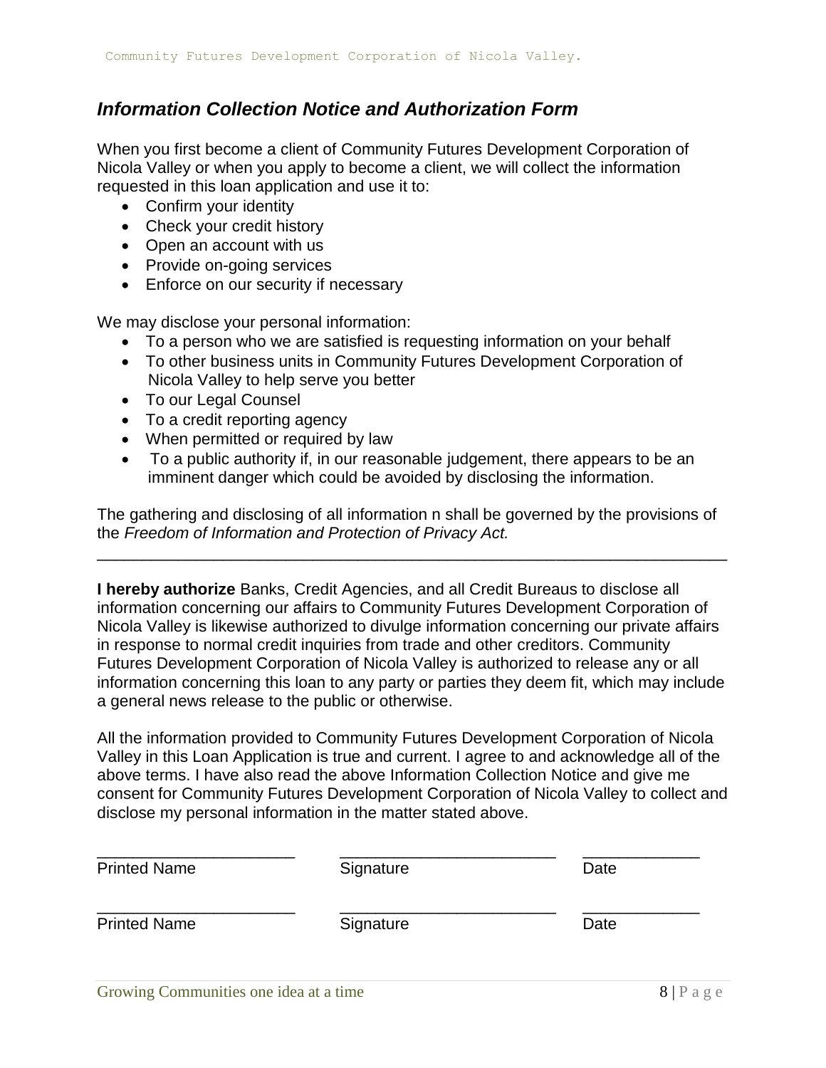## *Information Collection Notice and Authorization Form*

When you first become a client of Community Futures Development Corporation of Nicola Valley or when you apply to become a client, we will collect the information requested in this loan application and use it to:

- Confirm your identity
- Check your credit history
- Open an account with us
- Provide on-going services
- Enforce on our security if necessary

We may disclose your personal information:

- To a person who we are satisfied is requesting information on your behalf
- To other business units in Community Futures Development Corporation of Nicola Valley to help serve you better
- To our Legal Counsel
- To a credit reporting agency
- When permitted or required by law
- To a public authority if, in our reasonable judgement, there appears to be an imminent danger which could be avoided by disclosing the information.

The gathering and disclosing of all information n shall be governed by the provisions of the *Freedom of Information and Protection of Privacy Act.*

---

**I hereby authorize** Banks, Credit Agencies, and all Credit Bureaus to disclose all information concerning our affairs to Community Futures Development Corporation of Nicola Valley is likewise authorized to divulge information concerning our private affairs in response to normal credit inquiries from trade and other creditors. Community Futures Development Corporation of Nicola Valley is authorized to release any or all information concerning this loan to any party or parties they deem fit, which may include a general news release to the public or otherwise.

All the information provided to Community Futures Development Corporation of Nicola Valley in this Loan Application is true and current. I agree to and acknowledge all of the above terms. I have also read the above Information Collection Notice and give me consent for Community Futures Development Corporation of Nicola Valley to collect and disclose my personal information in the matter stated above.

| Printed Name | Signature | Date |
|---|---|---|
| ______________________ | ________________________ | _____________ |
| ______________________ | ________________________ | _____________ |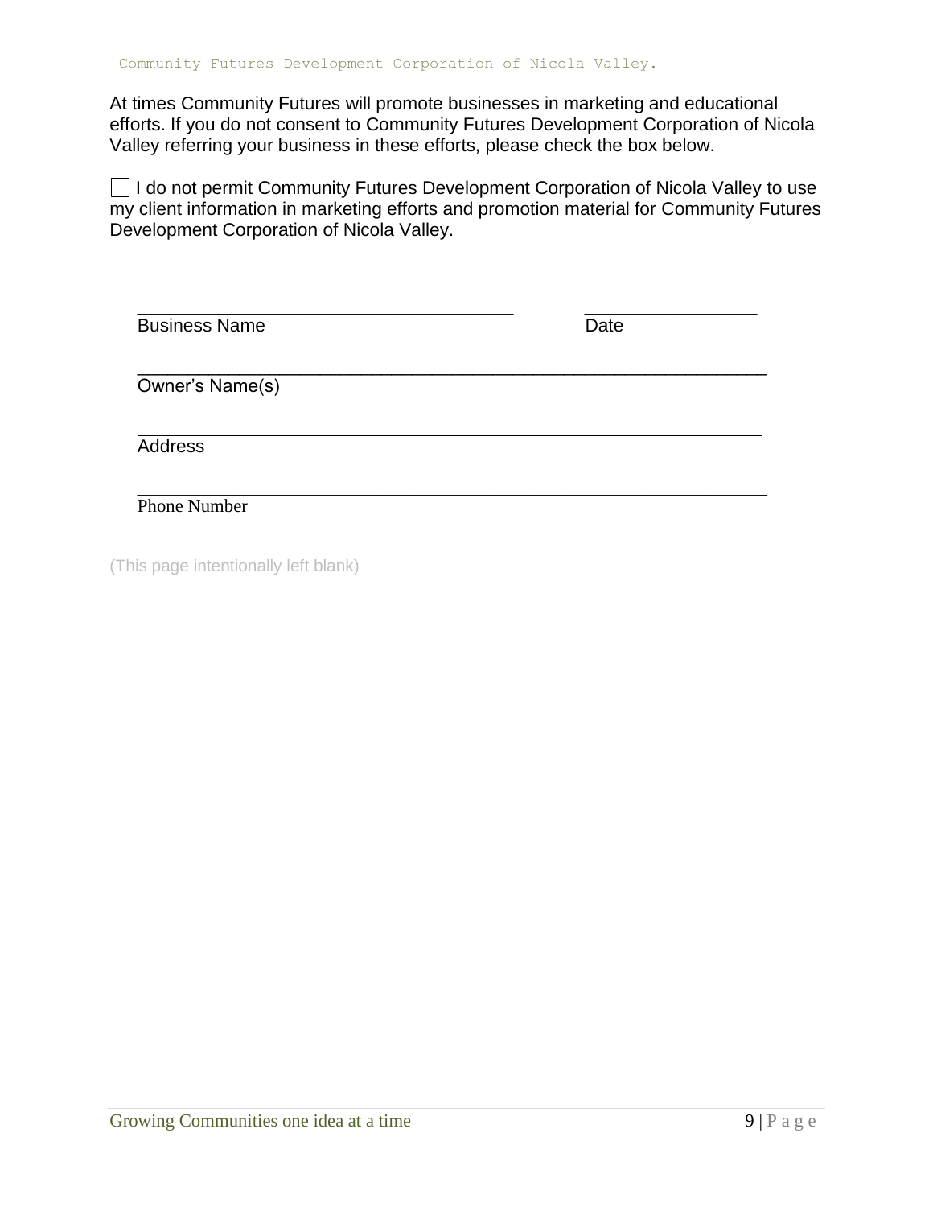At times Community Futures will promote businesses in marketing and educational efforts. If you do not consent to Community Futures Development Corporation of Nicola Valley referring your business in these efforts, please check the box below.

☐ I do not permit Community Futures Development Corporation of Nicola Valley to use my client information in marketing efforts and promotion material for Community Futures Development Corporation of Nicola Valley.

_____________________________________ _________________

Business Name Date

______________________________________________________________

Owner's Name(s)

______________________________________________________________

Address

______________________________________________________________

Phone Number

(This page intentionally left blank)